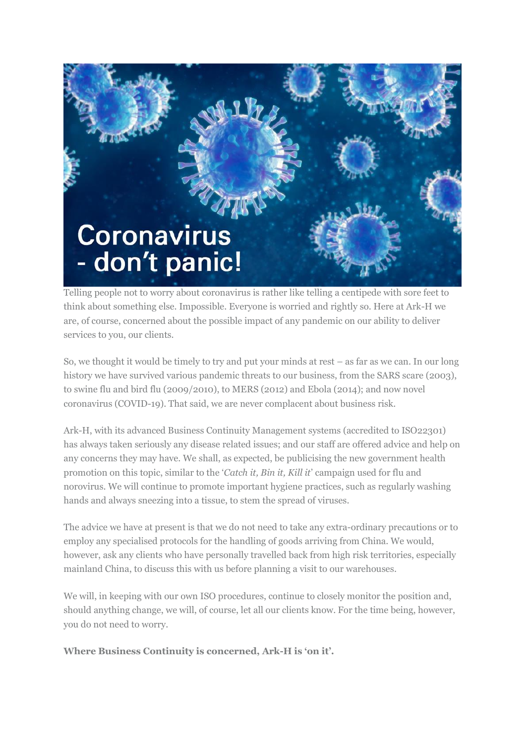# Coronavirus - don't panic!

Telling people not to worry about coronavirus is rather like telling a centipede with sore feet to think about something else. Impossible. Everyone is worried and rightly so. Here at Ark-H we are, of course, concerned about the possible impact of any pandemic on our ability to deliver services to you, our clients.

So, we thought it would be timely to try and put your minds at rest – as far as we can. In our long history we have survived various pandemic threats to our business, from the SARS scare (2003), to swine flu and bird flu (2009/2010), to MERS (2012) and Ebola (2014); and now novel coronavirus (COVID-19). That said, we are never complacent about business risk.

Ark-H, with its advanced Business Continuity Management systems (accredited to ISO22301) has always taken seriously any disease related issues; and our staff are offered advice and help on any concerns they may have. We shall, as expected, be publicising the new government health promotion on this topic, similar to the '*Catch it, Bin it, Kill it*' campaign used for flu and norovirus. We will continue to promote important hygiene practices, such as regularly washing hands and always sneezing into a tissue, to stem the spread of viruses.

The advice we have at present is that we do not need to take any extra-ordinary precautions or to employ any specialised protocols for the handling of goods arriving from China. We would, however, ask any clients who have personally travelled back from high risk territories, especially mainland China, to discuss this with us before planning a visit to our warehouses.

We will, in keeping with our own ISO procedures, continue to closely monitor the position and, should anything change, we will, of course, let all our clients know. For the time being, however, you do not need to worry.

**Where Business Continuity is concerned, Ark-H is 'on it'.**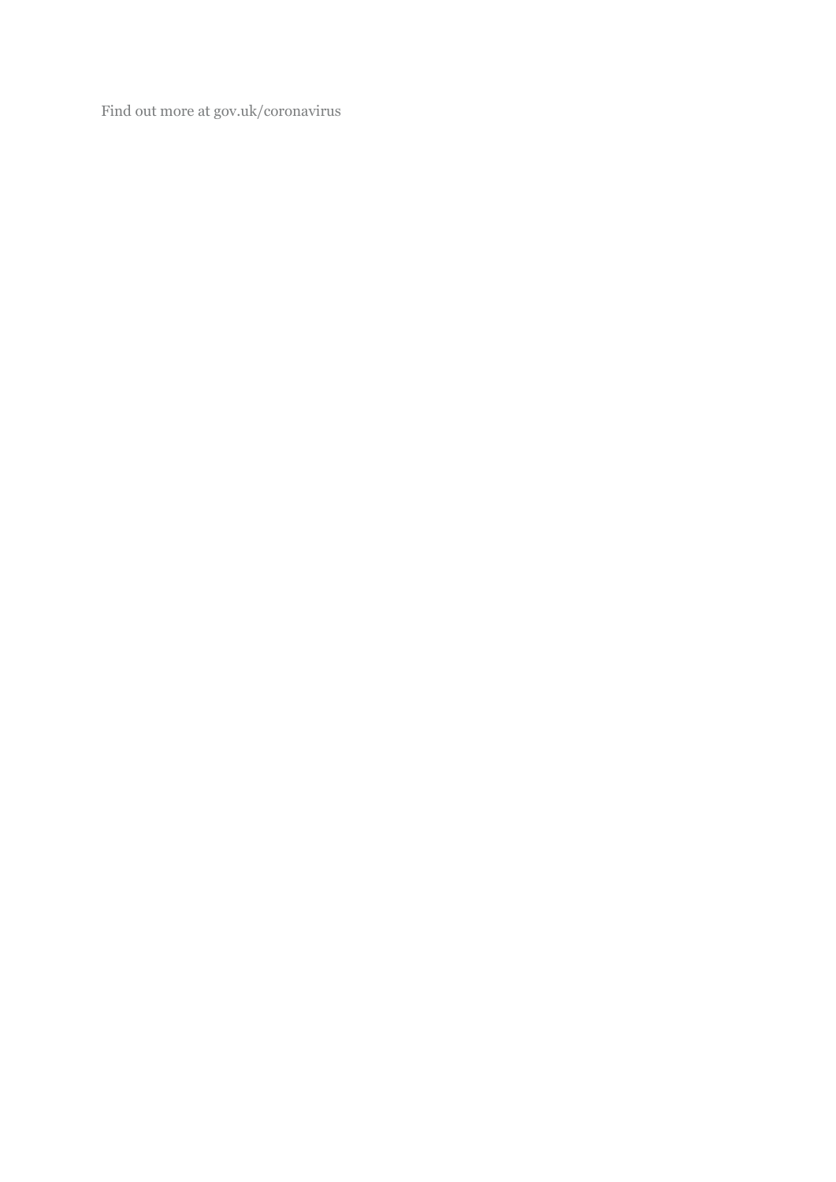Find out more at gov.uk/coronavirus